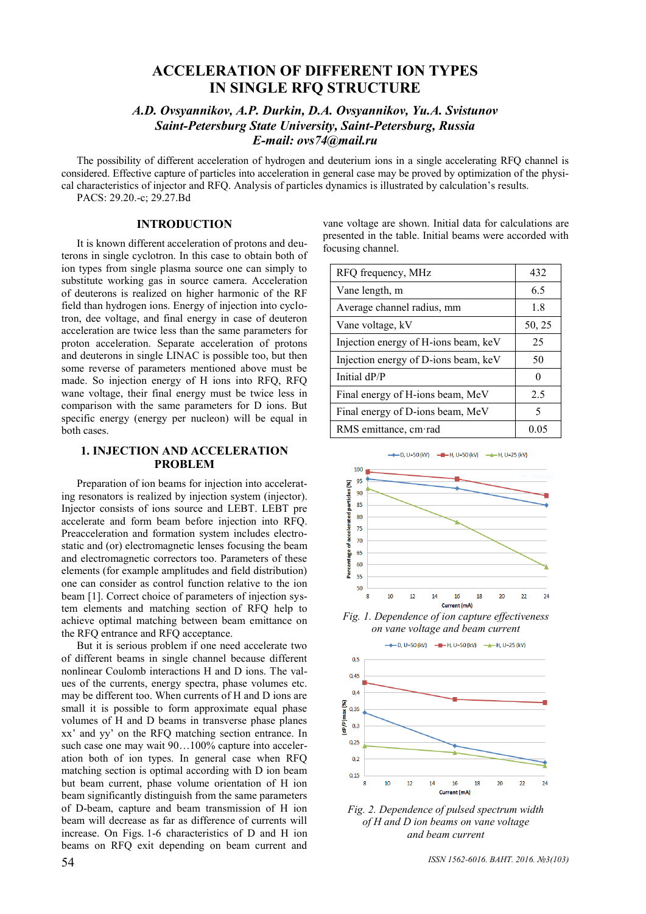# ACCELERATION OF DIFFERENT ION TYPES IN SINGLE RFQ STRUCTURE

***A.D. Ovsyannikov, A.P. Durkin, D.A. Ovsyannikov, Yu.A. Svistunov***
***Saint-Petersburg State University, Saint-Petersburg, Russia***
***E-mail: ovs74@mail.ru***

The possibility of different acceleration of hydrogen and deuterium ions in a single accelerating RFQ channel is considered. Effective capture of particles into acceleration in general case may be proved by optimization of the physical characteristics of injector and RFQ. Analysis of particles dynamics is illustrated by calculation's results.
PACS: 29.20.-c; 29.27.Bd

## INTRODUCTION

It is known different acceleration of protons and deuterons in single cyclotron. In this case to obtain both of ion types from single plasma source one can simply to substitute working gas in source camera. Acceleration of deuterons is realized on higher harmonic of the RF field than hydrogen ions. Energy of injection into cyclotron, dee voltage, and final energy in case of deuteron acceleration are twice less than the same parameters for proton acceleration. Separate acceleration of protons and deuterons in single LINAC is possible too, but then some reverse of parameters mentioned above must be made. So injection energy of H ions into RFQ, RFQ wane voltage, their final energy must be twice less in comparison with the same parameters for D ions. But specific energy (energy per nucleon) will be equal in both cases.

## 1. INJECTION AND ACCELERATION PROBLEM

Preparation of ion beams for injection into accelerating resonators is realized by injection system (injector). Injector consists of ions source and LEBT. LEBT pre accelerate and form beam before injection into RFQ. Preacceleration and formation system includes electrostatic and (or) electromagnetic lenses focusing the beam and electromagnetic correctors too. Parameters of these elements (for example amplitudes and field distribution) one can consider as control function relative to the ion beam [1]. Correct choice of parameters of injection system elements and matching section of RFQ help to achieve optimal matching between beam emittance on the RFQ entrance and RFQ acceptance.

But it is serious problem if one need accelerate two of different beams in single channel because different nonlinear Coulomb interactions H and D ions. The values of the currents, energy spectra, phase volumes etc. may be different too. When currents of H and D ions are small it is possible to form approximate equal phase volumes of H and D beams in transverse phase planes xx' and yy' on the RFQ matching section entrance. In such case one may wait 90…100% capture into acceleration both of ion types. In general case when RFQ matching section is optimal according with D ion beam but beam current, phase volume orientation of H ion beam significantly distinguish from the same parameters of D-beam, capture and beam transmission of H ion beam will decrease as far as difference of currents will increase. On Figs. 1-6 characteristics of D and H ion beams on RFQ exit depending on beam current and vane voltage are shown. Initial data for calculations are presented in the table. Initial beams were accorded with focusing channel.

| | |
|---|---|
| RFQ frequency, MHz | 432 |
| Vane length, m | 6.5 |
| Average channel radius, mm | 1.8 |
| Vane voltage, kV | 50, 25 |
| Injection energy of H-ions beam, keV | 25 |
| Injection energy of D-ions beam, keV | 50 |
| Initial dP/P | 0 |
| Final energy of H-ions beam, MeV | 2.5 |
| Final energy of D-ions beam, MeV | 5 |
| RMS emittance, cm·rad | 0.05 |

*Fig. 1. Dependence of ion capture effectiveness on vane voltage and beam current*

*Fig. 2. Dependence of pulsed spectrum width of H and D ion beams on vane voltage and beam current*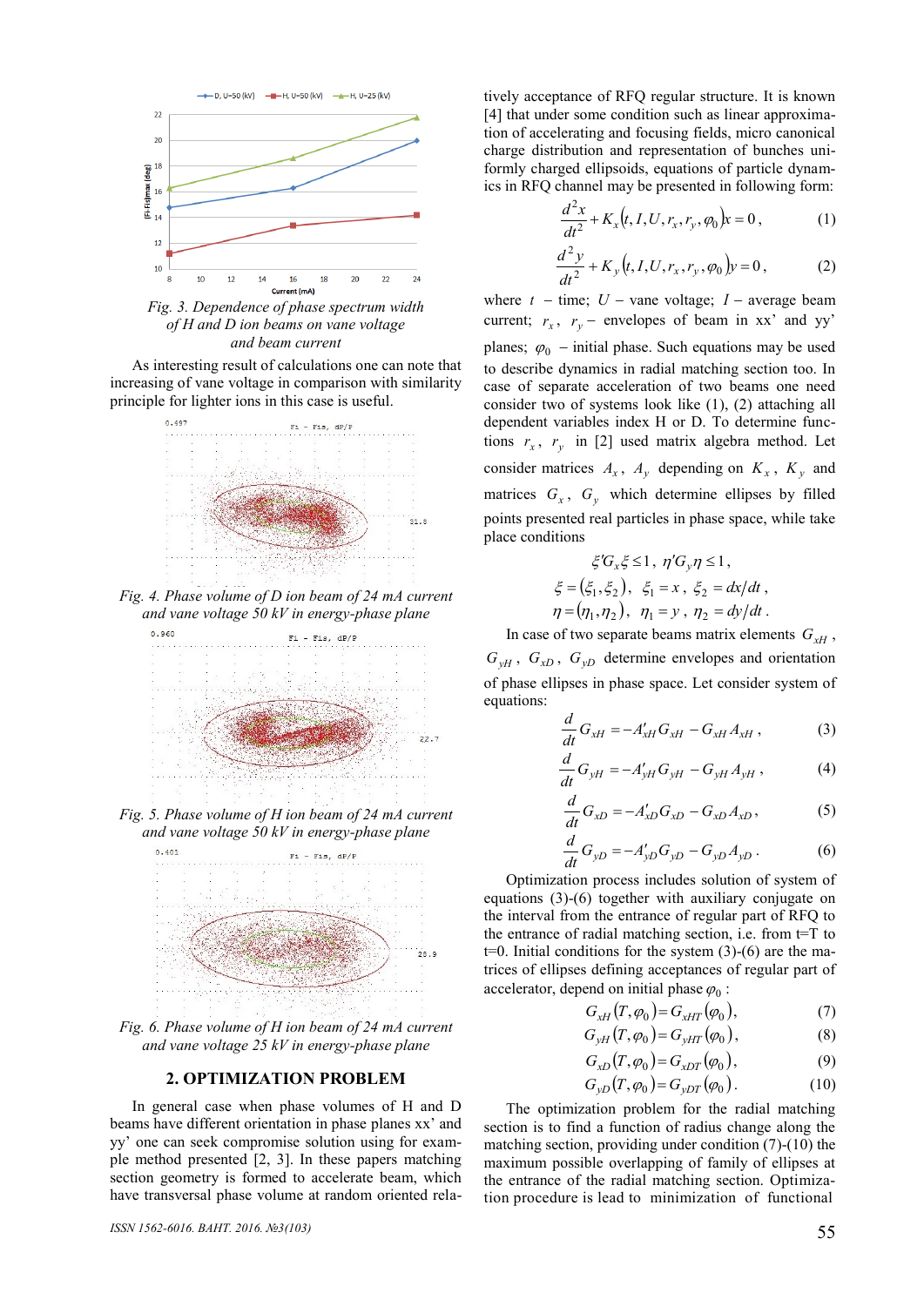Fig. 3. Dependence of phase spectrum width of H and D ion beams on vane voltage and beam current

As interesting result of calculations one can note that increasing of vane voltage in comparison with similarity principle for lighter ions in this case is useful.

Fig. 4. Phase volume of D ion beam of 24 mA current and vane voltage 50 kV in energy-phase plane

Fig. 5. Phase volume of H ion beam of 24 mA current and vane voltage 50 kV in energy-phase plane

Fig. 6. Phase volume of H ion beam of 24 mA current and vane voltage 25 kV in energy-phase plane

## 2. OPTIMIZATION PROBLEM

In general case when phase volumes of H and D beams have different orientation in phase planes xx' and yy' one can seek compromise solution using for example method presented [2, 3]. In these papers matching section geometry is formed to accelerate beam, which have transversal phase volume at random oriented relatively acceptance of RFQ regular structure. It is known [4] that under some condition such as linear approximation of accelerating and focusing fields, micro canonical charge distribution and representation of bunches uniformly charged ellipsoids, equations of particle dynamics in RFQ channel may be presented in following form:

$$\frac{d^2x}{dt^2} + K_x(t, I, U, r_x, r_y, \varphi_0)x = 0, \quad (1)$$

$$\frac{d^2y}{dt^2} + K_y(t, I, U, r_x, r_y, \varphi_0)y = 0, \quad (2)$$

where $t$ – time; $U$ – vane voltage; $I$ – average beam current; $r_x$, $r_y$ – envelopes of beam in xx' and yy' planes; $\varphi_0$ – initial phase. Such equations may be used to describe dynamics in radial matching section too. In case of separate acceleration of two beams one need consider two of systems look like (1), (2) attaching all dependent variables index H or D. To determine functions $r_x$, $r_y$ in [2] used matrix algebra method. Let consider matrices $A_x$, $A_y$ depending on $K_x$, $K_y$ and matrices $G_x$, $G_y$ which determine ellipses by filled points presented real particles in phase space, while take place conditions

$$\xi' G_x \xi \le 1, \; \eta' G_y \eta \le 1,$$

$$\xi = (\xi_1, \xi_2), \; \xi_1 = x, \; \xi_2 = dx/dt,$$

$$\eta = (\eta_1, \eta_2), \; \eta_1 = y, \; \eta_2 = dy/dt.$$

In case of two separate beams matrix elements $G_{xH}$, $G_{yH}$, $G_{xD}$, $G_{yD}$ determine envelopes and orientation of phase ellipses in phase space. Let consider system of equations:

$$\frac{d}{dt}G_{xH} = -A'_{xH}G_{xH} - G_{xH}A_{xH}, \quad (3)$$

$$\frac{d}{dt}G_{yH} = -A'_{yH}G_{yH} - G_{yH}A_{yH}, \quad (4)$$

$$\frac{d}{dt}G_{xD} = -A'_{xD}G_{xD} - G_{xD}A_{xD}, \quad (5)$$

$$\frac{d}{dt}G_{yD} = -A'_{yD}G_{yD} - G_{yD}A_{yD}. \quad (6)$$

Optimization process includes solution of system of equations (3)-(6) together with auxiliary conjugate on the interval from the entrance of regular part of RFQ to the entrance of radial matching section, i.e. from t=T to t=0. Initial conditions for the system (3)-(6) are the matrices of ellipses defining acceptances of regular part of accelerator, depend on initial phase $\varphi_0$:

$$G_{xH}(T, \varphi_0) = G_{xHT}(\varphi_0), \quad (7)$$

$$G_{yH}(T, \varphi_0) = G_{yHT}(\varphi_0), \quad (8)$$

$$G_{xD}(T, \varphi_0) = G_{xDT}(\varphi_0), \quad (9)$$

$$G_{yD}(T, \varphi_0) = G_{yDT}(\varphi_0). \quad (10)$$

The optimization problem for the radial matching section is to find a function of radius change along the matching section, providing under condition (7)-(10) the maximum possible overlapping of family of ellipses at the entrance of the radial matching section. Optimization procedure is lead to minimization of functional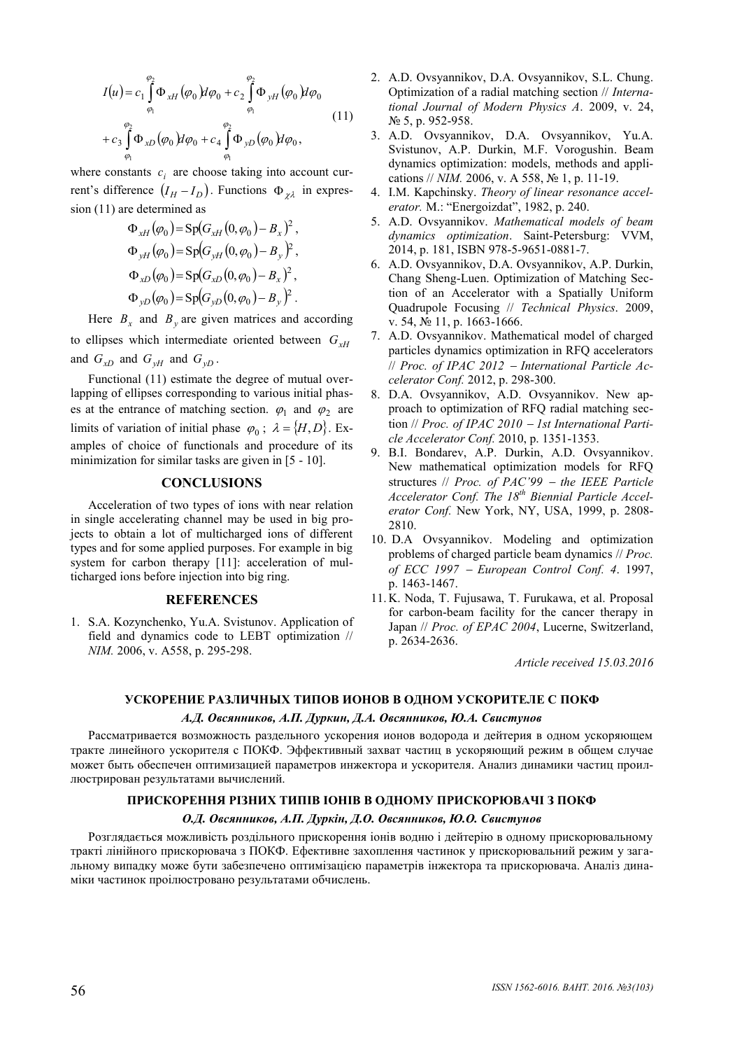$$I(u) = c_1 \int_{\varphi_1}^{\varphi_2} \Phi_{xH}(\varphi_0) d\varphi_0 + c_2 \int_{\varphi_1}^{\varphi_2} \Phi_{yH}(\varphi_0) d\varphi_0 + c_3 \int_{\varphi_1}^{\varphi_2} \Phi_{xD}(\varphi_0) d\varphi_0 + c_4 \int_{\varphi_1}^{\varphi_2} \Phi_{yD}(\varphi_0) d\varphi_0, \tag{11}$$

where constants $c_i$ are choose taking into account current's difference $(I_H - I_D)$. Functions $\Phi_{\chi\lambda}$ in expression (11) are determined as

$$\Phi_{xH}(\varphi_0) = \mathrm{Sp}(G_{xH}(0,\varphi_0) - B_x)^2,$$
$$\Phi_{yH}(\varphi_0) = \mathrm{Sp}(G_{yH}(0,\varphi_0) - B_y)^2,$$
$$\Phi_{xD}(\varphi_0) = \mathrm{Sp}(G_{xD}(0,\varphi_0) - B_x)^2,$$
$$\Phi_{yD}(\varphi_0) = \mathrm{Sp}(G_{yD}(0,\varphi_0) - B_y)^2.$$

Here $B_x$ and $B_y$ are given matrices and according to ellipses which intermediate oriented between $G_{xH}$ and $G_{xD}$ and $G_{yH}$ and $G_{yD}$.

Functional (11) estimate the degree of mutual overlapping of ellipses corresponding to various initial phases at the entrance of matching section. $\varphi_1$ and $\varphi_2$ are limits of variation of initial phase $\varphi_0$; $\lambda = \{H, D\}$. Examples of choice of functionals and procedure of its minimization for similar tasks are given in [5 - 10].

## CONCLUSIONS

Acceleration of two types of ions with near relation in single accelerating channel may be used in big projects to obtain a lot of multicharged ions of different types and for some applied purposes. For example in big system for carbon therapy [11]: acceleration of multicharged ions before injection into big ring.

## REFERENCES

1. S.A. Kozynchenko, Yu.A. Svistunov. Application of field and dynamics code to LEBT optimization // *NIM.* 2006, v. A558, p. 295-298.
2. A.D. Ovsyannikov, D.A. Ovsyannikov, S.L. Chung. Optimization of a radial matching section // *International Journal of Modern Physics A*. 2009, v. 24, № 5, p. 952-958.
3. A.D. Ovsyannikov, D.A. Ovsyannikov, Yu.A. Svistunov, A.P. Durkin, M.F. Vorogushin. Beam dynamics optimization: models, methods and applications // *NIM.* 2006, v. A 558, № 1, p. 11-19.
4. I.M. Kapchinsky. *Theory of linear resonance accelerator.* M.: "Energoizdat", 1982, p. 240.
5. A.D. Ovsyannikov. *Mathematical models of beam dynamics optimization*. Saint-Petersburg: VVM, 2014, p. 181, ISBN 978-5-9651-0881-7.
6. A.D. Ovsyannikov, D.A. Ovsyannikov, A.P. Durkin, Chang Sheng-Luen. Optimization of Matching Section of an Accelerator with a Spatially Uniform Quadrupole Focusing // *Technical Physics*. 2009, v. 54, № 11, p. 1663-1666.
7. A.D. Ovsyannikov. Mathematical model of charged particles dynamics optimization in RFQ accelerators // *Proc. of IPAC 2012 – International Particle Accelerator Conf.* 2012, p. 298-300.
8. D.A. Ovsyannikov, A.D. Ovsyannikov. New approach to optimization of RFQ radial matching section // *Proc. of IPAC 2010 – 1st International Particle Accelerator Conf.* 2010, p. 1351-1353.
9. B.I. Bondarev, A.P. Durkin, A.D. Ovsyannikov. New mathematical optimization models for RFQ structures // *Proc. of PAC'99 – the IEEE Particle Accelerator Conf. The 18th Biennial Particle Accelerator Conf.* New York, NY, USA, 1999, p. 2808-2810.
10. D.A Ovsyannikov. Modeling and optimization problems of charged particle beam dynamics // *Proc. of ECC 1997 – European Control Conf. 4*. 1997, p. 1463-1467.
11. K. Noda, T. Fujusawa, T. Furukawa, et al. Proposal for carbon-beam facility for the cancer therapy in Japan // *Proc. of EPAC 2004*, Lucerne, Switzerland, p. 2634-2636.

*Article received 15.03.2016*

## УСКОРЕНИЕ РАЗЛИЧНЫХ ТИПОВ ИОНОВ В ОДНОМ УСКОРИТЕЛЕ С ПОКФ

***А.Д. Овсянников, А.П. Дуркин, Д.А. Овсянников, Ю.А. Свистунов***

Рассматривается возможность раздельного ускорения ионов водорода и дейтерия в одном ускоряющем тракте линейного ускорителя с ПОКФ. Эффективный захват частиц в ускоряющий режим в общем случае может быть обеспечен оптимизацией параметров инжектора и ускорителя. Анализ динамики частиц проиллюстрирован результатами вычислений.

## ПРИСКОРЕННЯ РІЗНИХ ТИПІВ ІОНІВ В ОДНОМУ ПРИСКОРЮВАЧІ З ПОКФ

***О.Д. Овсянніков, А.П. Дуркін, Д.О. Овсянніков, Ю.О. Свистунов***

Розглядається можливість роздільного прискорення іонів водню і дейтерію в одному прискорювальному тракті лінійного прискорювача з ПОКФ. Ефективне захоплення частинок у прискорювальний режим у загальному випадку може бути забезпечено оптимізацією параметрів інжектора та прискорювача. Аналіз динаміки частинок проілюстровано результатами обчислень.